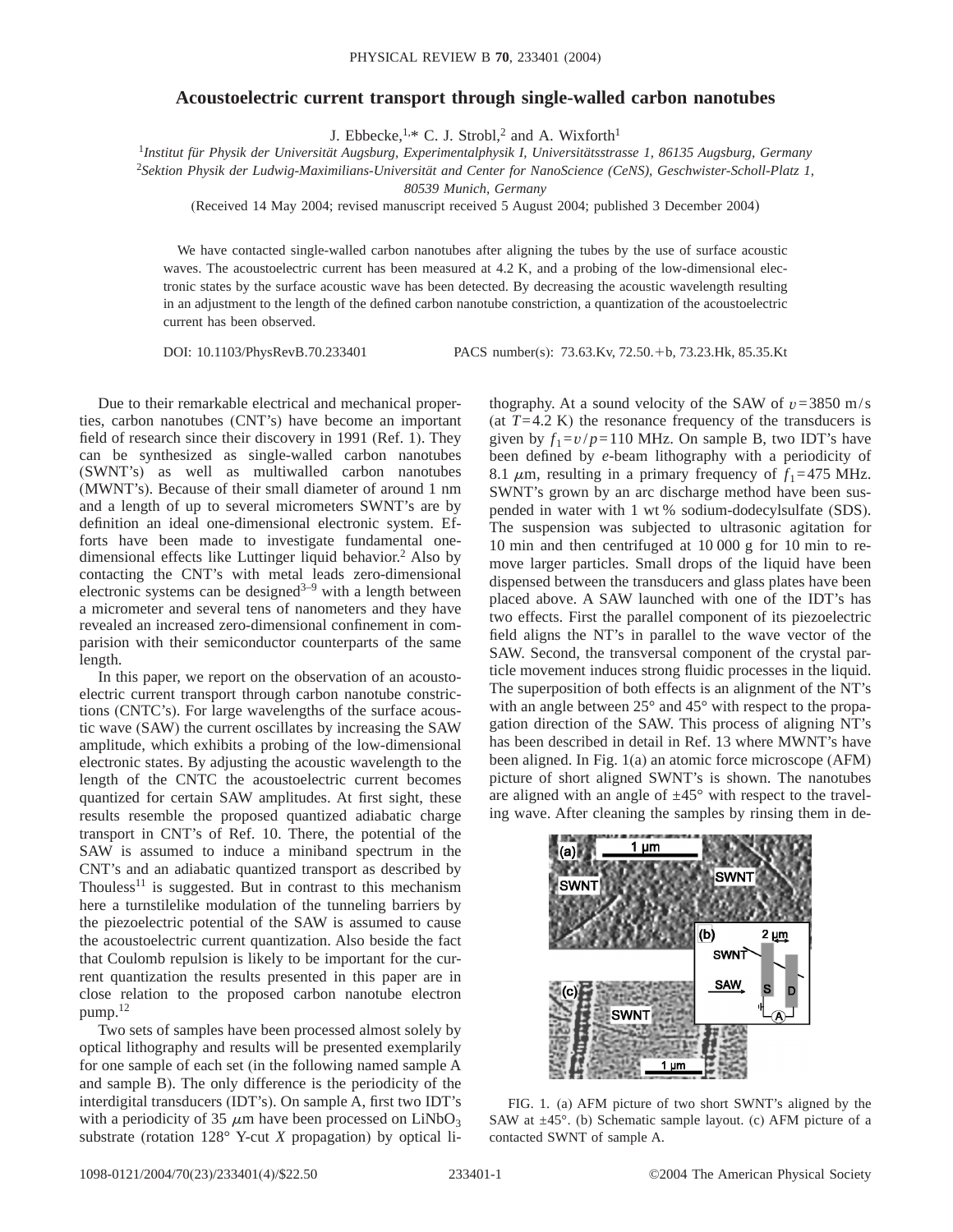# Acoustoelectric current transport through single-walled carbon nanotubes

J. Ebbecke,[1,*] C. J. Strobl,[2] and A. Wixforth[1]

[1]*Institut für Physik der Universität Augsburg, Experimentalphysik I, Universitätsstrasse 1, 86135 Augsburg, Germany*
[2]*Sektion Physik der Ludwig-Maximilians-Universität and Center for NanoScience (CeNS), Geschwister-Scholl-Platz 1, 80539 Munich, Germany*

(Received 14 May 2004; revised manuscript received 5 August 2004; published 3 December 2004)

We have contacted single-walled carbon nanotubes after aligning the tubes by the use of surface acoustic waves. The acoustoelectric current has been measured at 4.2 K, and a probing of the low-dimensional electronic states by the surface acoustic wave has been detected. By decreasing the acoustic wavelength resulting in an adjustment to the length of the defined carbon nanotube constriction, a quantization of the acoustoelectric current has been observed.

DOI: 10.1103/PhysRevB.70.233401 PACS number(s): 73.63.Kv, 72.50.+b, 73.23.Hk, 85.35.Kt

Due to their remarkable electrical and mechanical properties, carbon nanotubes (CNT's) have become an important field of research since their discovery in 1991 (Ref. 1). They can be synthesized as single-walled carbon nanotubes (SWNT's) as well as multiwalled carbon nanotubes (MWNT's). Because of their small diameter of around 1 nm and a length of up to several micrometers SWNT's are by definition an ideal one-dimensional electronic system. Efforts have been made to investigate fundamental one-dimensional effects like Luttinger liquid behavior.[2] Also by contacting the CNT's with metal leads zero-dimensional electronic systems can be designed[3–9] with a length between a micrometer and several tens of nanometers and they have revealed an increased zero-dimensional confinement in comparison with their semiconductor counterparts of the same length.

In this paper, we report on the observation of an acoustoelectric current transport through carbon nanotube constrictions (CNTC's). For large wavelengths of the surface acoustic wave (SAW) the current oscillates by increasing the SAW amplitude, which exhibits a probing of the low-dimensional electronic states. By adjusting the acoustic wavelength to the length of the CNTC the acoustoelectric current becomes quantized for certain SAW amplitudes. At first sight, these results resemble the proposed quantized adiabatic charge transport in CNT's of Ref. 10. There, the potential of the SAW is assumed to induce a miniband spectrum in the CNT's and an adiabatic quantized transport as described by Thouless[11] is suggested. But in contrast to this mechanism here a turnstilelike modulation of the tunneling barriers by the piezoelectric potential of the SAW is assumed to cause the acoustoelectric current quantization. Also beside the fact that Coulomb repulsion is likely to be important for the current quantization the results presented in this paper are in close relation to the proposed carbon nanotube electron pump.[12]

Two sets of samples have been processed almost solely by optical lithography and results will be presented exemplarily for one sample of each set (in the following named sample A and sample B). The only difference is the periodicity of the interdigital transducers (IDT's). On sample A, first two IDT's with a periodicity of 35 $\mu$m have been processed on $LiNbO_3$ substrate (rotation 128° Y-cut $X$ propagation) by optical lithography. At a sound velocity of the SAW of $v=3850$ m/s (at $T=4.2$ K) the resonance frequency of the transducers is given by $f_1=v/p=110$ MHz. On sample B, two IDT's have been defined by $e$-beam lithography with a periodicity of 8.1 $\mu$m, resulting in a primary frequency of $f_1=475$ MHz. SWNT's grown by an arc discharge method have been suspended in water with 1 wt % sodium-dodecylsulfate (SDS). The suspension was subjected to ultrasonic agitation for 10 min and then centrifuged at 10 000 g for 10 min to remove larger particles. Small drops of the liquid have been dispensed between the transducers and glass plates have been placed above. A SAW launched with one of the IDT's has two effects. First the parallel component of its piezoelectric field aligns the NT's in parallel to the wave vector of the SAW. Second, the transversal component of the crystal particle movement induces strong fluidic processes in the liquid. The superposition of both effects is an alignment of the NT's with an angle between 25° and 45° with respect to the propagation direction of the SAW. This process of aligning NT's has been described in detail in Ref. 13 where MWNT's have been aligned. In Fig. 1(a) an atomic force microscope (AFM) picture of short aligned SWNT's is shown. The nanotubes are aligned with an angle of ±45° with respect to the traveling wave. After cleaning the samples by rinsing them in de-

FIG. 1. (a) AFM picture of two short SWNT's aligned by the SAW at ±45°. (b) Schematic sample layout. (c) AFM picture of a contacted SWNT of sample A.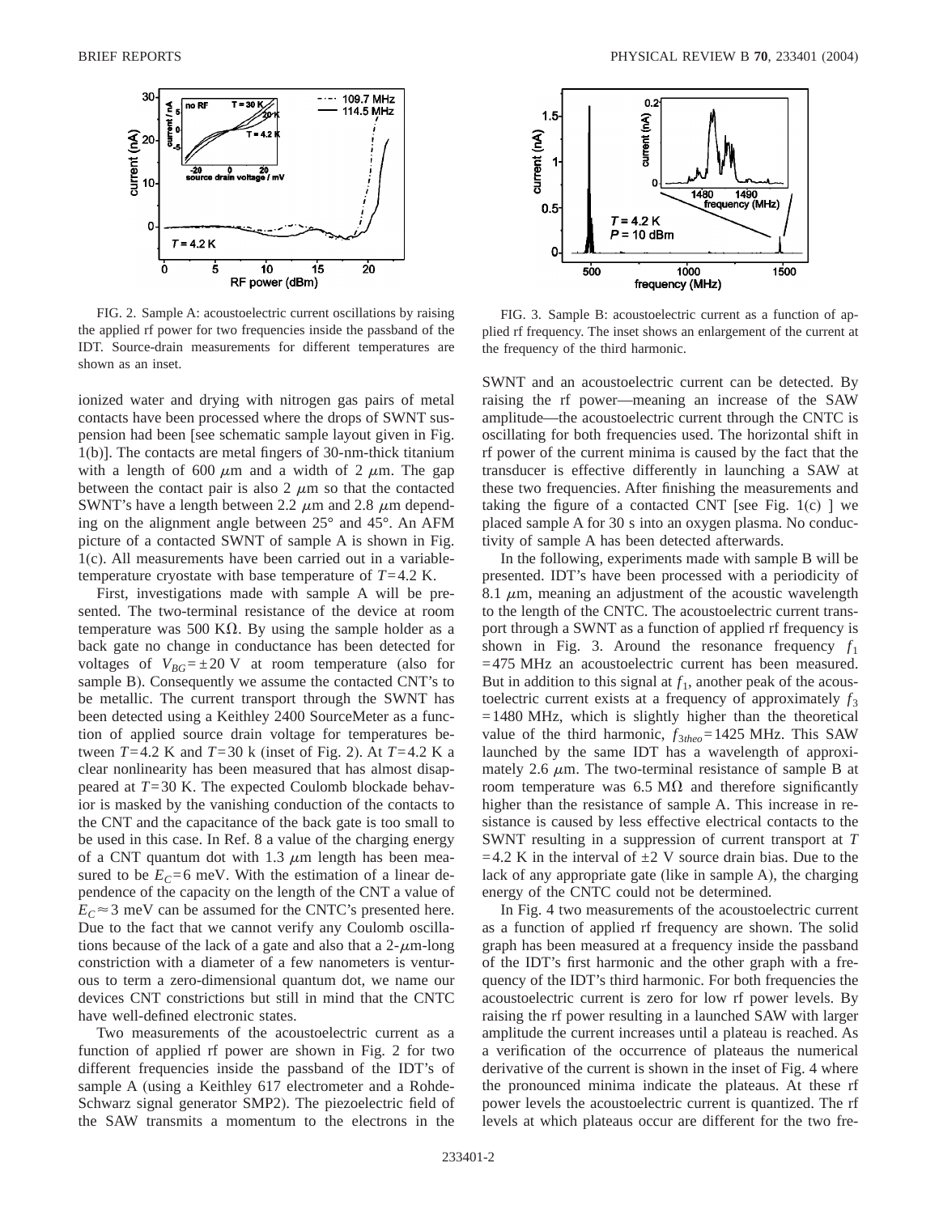FIG. 2. Sample A: acoustoelectric current oscillations by raising the applied rf power for two frequencies inside the passband of the IDT. Source-drain measurements for different temperatures are shown as an inset.

FIG. 3. Sample B: acoustoelectric current as a function of applied rf frequency. The inset shows an enlargement of the current at the frequency of the third harmonic.

ionized water and drying with nitrogen gas pairs of metal contacts have been processed where the drops of SWNT suspension had been [see schematic sample layout given in Fig. 1(b)]. The contacts are metal fingers of 30-nm-thick titanium with a length of 600 $\mu$m and a width of 2 $\mu$m. The gap between the contact pair is also 2 $\mu$m so that the contacted SWNT's have a length between 2.2 $\mu$m and 2.8 $\mu$m depending on the alignment angle between 25° and 45°. An AFM picture of a contacted SWNT of sample A is shown in Fig. 1(c). All measurements have been carried out in a variable-temperature cryostate with base temperature of $T=4.2$ K.

First, investigations made with sample A will be presented. The two-terminal resistance of the device at room temperature was 500 K$\Omega$. By using the sample holder as a back gate no change in conductance has been detected for voltages of $V_{BG}=\pm 20$ V at room temperature (also for sample B). Consequently we assume the contacted CNT's to be metallic. The current transport through the SWNT has been detected using a Keithley 2400 SourceMeter as a function of applied source drain voltage for temperatures between $T=4.2$ K and $T=30$ k (inset of Fig. 2). At $T=4.2$ K a clear nonlinearity has been measured that has almost disappeared at $T=30$ K. The expected Coulomb blockade behavior is masked by the vanishing conduction of the contacts to the CNT and the capacitance of the back gate is too small to be used in this case. In Ref. 8 a value of the charging energy of a CNT quantum dot with 1.3 $\mu$m length has been measured to be $E_C=6$ meV. With the estimation of a linear dependence of the capacity on the length of the CNT a value of $E_C \approx 3$ meV can be assumed for the CNTC's presented here. Due to the fact that we cannot verify any Coulomb oscillations because of the lack of a gate and also that a 2-$\mu$m-long constriction with a diameter of a few nanometers is venturous to term a zero-dimensional quantum dot, we name our devices CNT constrictions but still in mind that the CNTC have well-defined electronic states.

Two measurements of the acoustoelectric current as a function of applied rf power are shown in Fig. 2 for two different frequencies inside the passband of the IDT's of sample A (using a Keithley 617 electrometer and a Rohde-Schwarz signal generator SMP2). The piezoelectric field of the SAW transmits a momentum to the electrons in the SWNT and an acoustoelectric current can be detected. By raising the rf power—meaning an increase of the SAW amplitude—the acoustoelectric current through the CNTC is oscillating for both frequencies used. The horizontal shift in rf power of the current minima is caused by the fact that the transducer is effective differently in launching a SAW at these two frequencies. After finishing the measurements and taking the figure of a contacted CNT [see Fig. 1(c) ] we placed sample A for 30 s into an oxygen plasma. No conductivity of sample A has been detected afterwards.

In the following, experiments made with sample B will be presented. IDT's have been processed with a periodicity of 8.1 $\mu$m, meaning an adjustment of the acoustic wavelength to the length of the CNTC. The acoustoelectric current transport through a SWNT as a function of applied rf frequency is shown in Fig. 3. Around the resonance frequency $f_1=475$ MHz an acoustoelectric current has been measured. But in addition to this signal at $f_1$, another peak of the acoustoelectric current exists at a frequency of approximately $f_3=1480$ MHz, which is slightly higher than the theoretical value of the third harmonic, $f_{3theo}=1425$ MHz. This SAW launched by the same IDT has a wavelength of approximately 2.6 $\mu$m. The two-terminal resistance of sample B at room temperature was 6.5 M$\Omega$ and therefore significantly higher than the resistance of sample A. This increase in resistance is caused by less effective electrical contacts to the SWNT resulting in a suppression of current transport at $T=4.2$ K in the interval of $\pm 2$ V source drain bias. Due to the lack of any appropriate gate (like in sample A), the charging energy of the CNTC could not be determined.

In Fig. 4 two measurements of the acoustoelectric current as a function of applied rf frequency are shown. The solid graph has been measured at a frequency inside the passband of the IDT's first harmonic and the other graph with a frequency of the IDT's third harmonic. For both frequencies the acoustoelectric current is zero for low rf power levels. By raising the rf power resulting in a launched SAW with larger amplitude the current increases until a plateau is reached. As a verification of the occurrence of plateaus the numerical derivative of the current is shown in the inset of Fig. 4 where the pronounced minima indicate the plateaus. At these rf power levels the acoustoelectric current is quantized. The rf levels at which plateaus occur are different for the two fre-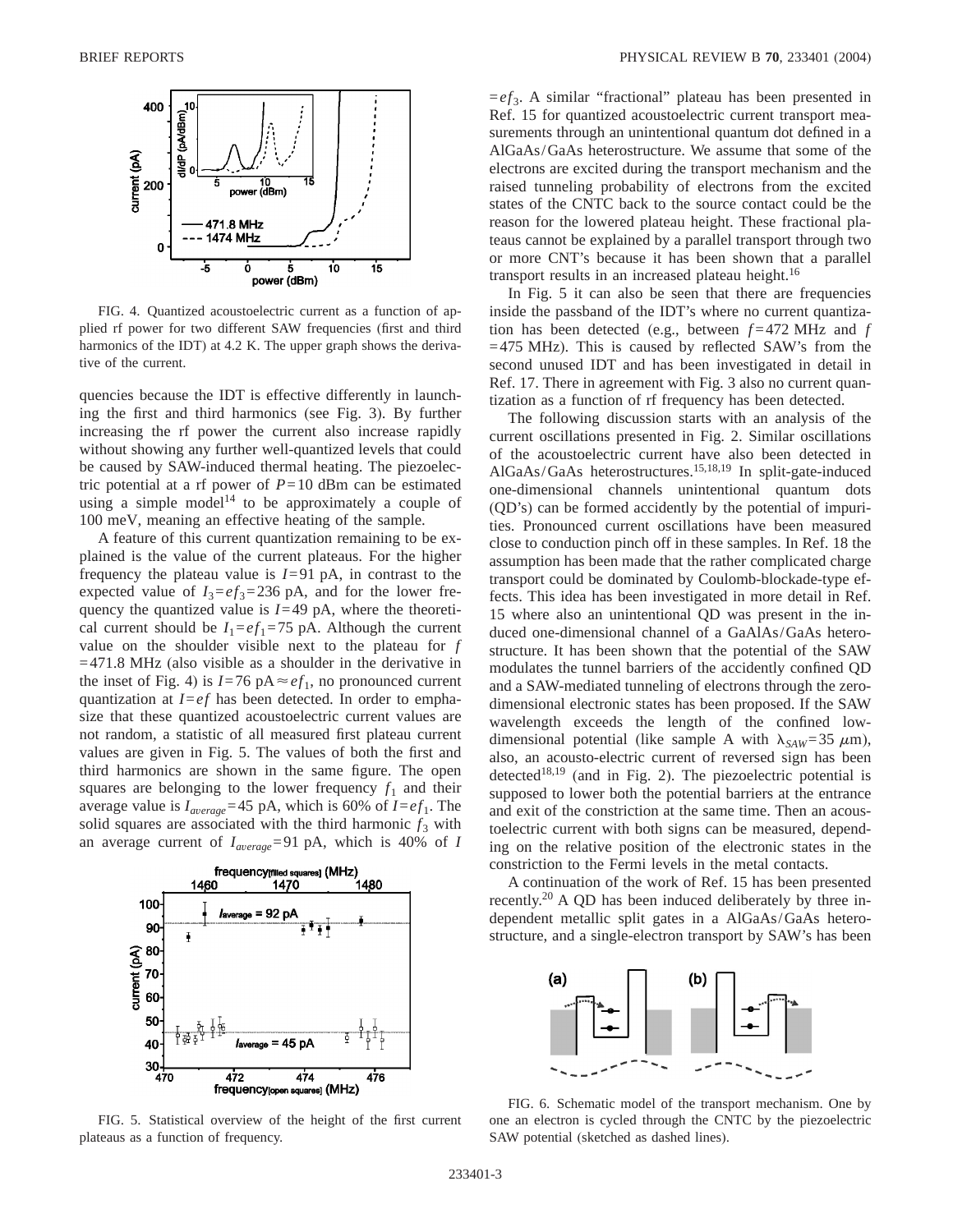FIG. 4. Quantized acoustoelectric current as a function of applied rf power for two different SAW frequencies (first and third harmonics of the IDT) at 4.2 K. The upper graph shows the derivative of the current.

quencies because the IDT is effective differently in launching the first and third harmonics (see Fig. 3). By further increasing the rf power the current also increase rapidly without showing any further well-quantized levels that could be caused by SAW-induced thermal heating. The piezoelectric potential at a rf power of $P=10$ dBm can be estimated using a simple model[14] to be approximately a couple of 100 meV, meaning an effective heating of the sample.

A feature of this current quantization remaining to be explained is the value of the current plateaus. For the higher frequency the plateau value is $I=91$ pA, in contrast to the expected value of $I_3=ef_3=236$ pA, and for the lower frequency the quantized value is $I=49$ pA, where the theoretical current should be $I_1=ef_1=75$ pA. Although the current value on the shoulder visible next to the plateau for $f=471.8$ MHz (also visible as a shoulder in the derivative in the inset of Fig. 4) is $I=76$ pA$\approx ef_1$, no pronounced current quantization at $I=ef$ has been detected. In order to emphasize that these quantized acoustoelectric current values are not random, a statistic of all measured first plateau current values are given in Fig. 5. The values of both the first and third harmonics are shown in the same figure. The open squares are belonging to the lower frequency $f_1$ and their average value is $I_{average}=45$ pA, which is 60% of $I=ef_1$. The solid squares are associated with the third harmonic $f_3$ with an average current of $I_{average}=91$ pA, which is 40% of $I=ef_3$. A similar "fractional" plateau has been presented in Ref. 15 for quantized acoustoelectric current transport measurements through an unintentional quantum dot defined in a AlGaAs/GaAs heterostructure. We assume that some of the electrons are excited during the transport mechanism and the raised tunneling probability of electrons from the excited states of the CNTC back to the source contact could be the reason for the lowered plateau height. These fractional plateaus cannot be explained by a parallel transport through two or more CNT's because it has been shown that a parallel transport results in an increased plateau height.[16]

FIG. 5. Statistical overview of the height of the first current plateaus as a function of frequency.

In Fig. 5 it can also be seen that there are frequencies inside the passband of the IDT's where no current quantization has been detected (e.g., between $f=472$ MHz and $f=475$ MHz). This is caused by reflected SAW's from the second unused IDT and has been investigated in detail in Ref. 17. There in agreement with Fig. 3 also no current quantization as a function of rf frequency has been detected.

The following discussion starts with an analysis of the current oscillations presented in Fig. 2. Similar oscillations of the acoustoelectric current have also been detected in AlGaAs/GaAs heterostructures.[15,18,19] In split-gate-induced one-dimensional channels unintentional quantum dots (QD's) can be formed accidently by the potential of impurities. Pronounced current oscillations have been measured close to conduction pinch off in these samples. In Ref. 18 the assumption has been made that the rather complicated charge transport could be dominated by Coulomb-blockade-type effects. This idea has been investigated in more detail in Ref. 15 where also an unintentional QD was present in the induced one-dimensional channel of a GaAlAs/GaAs heterostructure. It has been shown that the potential of the SAW modulates the tunnel barriers of the accidently confined QD and a SAW-mediated tunneling of electrons through the zero-dimensional electronic states has been proposed. If the SAW wavelength exceeds the length of the confined low-dimensional potential (like sample A with $\lambda_{SAW}=35$ $\mu$m), also, an acousto-electric current of reversed sign has been detected[18,19] (and in Fig. 2). The piezoelectric potential is supposed to lower both the potential barriers at the entrance and exit of the constriction at the same time. Then an acoustoelectric current with both signs can be measured, depending on the relative position of the electronic states in the constriction to the Fermi levels in the metal contacts.

A continuation of the work of Ref. 15 has been presented recently.[20] A QD has been induced deliberately by three independent metallic split gates in a AlGaAs/GaAs heterostructure, and a single-electron transport by SAW's has been

FIG. 6. Schematic model of the transport mechanism. One by one an electron is cycled through the CNTC by the piezoelectric SAW potential (sketched as dashed lines).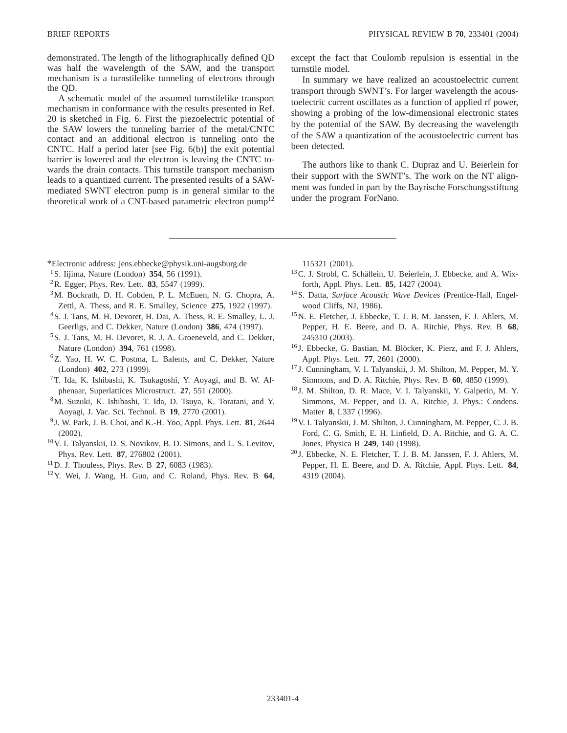demonstrated. The length of the lithographically defined QD was half the wavelength of the SAW, and the transport mechanism is a turnstilelike tunneling of electrons through the QD.

A schematic model of the assumed turnstilelike transport mechanism in conformance with the results presented in Ref. 20 is sketched in Fig. 6. First the piezoelectric potential of the SAW lowers the tunneling barrier of the metal/CNTC contact and an additional electron is tunneling onto the CNTC. Half a period later [see Fig. 6(b)] the exit potential barrier is lowered and the electron is leaving the CNTC towards the drain contacts. This turnstile transport mechanism leads to a quantized current. The presented results of a SAW-mediated SWNT electron pump is in general similar to the theoretical work of a CNT-based parametric electron pump[12] except the fact that Coulomb repulsion is essential in the turnstile model.

In summary we have realized an acoustoelectric current transport through SWNT's. For larger wavelength the acoustoelectric current oscillates as a function of applied rf power, showing a probing of the low-dimensional electronic states by the potential of the SAW. By decreasing the wavelength of the SAW a quantization of the acoustoelectric current has been detected.

The authors like to thank C. Dupraz and U. Beierlein for their support with the SWNT's. The work on the NT alignment was funded in part by the Bayrische Forschungsstiftung under the program ForNano.

---

*Electronic address: jens.ebbecke@physik.uni-augsburg.de

[1] S. Iijima, Nature (London) **354**, 56 (1991).

[2] R. Egger, Phys. Rev. Lett. **83**, 5547 (1999).

[3] M. Bockrath, D. H. Cobden, P. L. McEuen, N. G. Chopra, A. Zettl, A. Thess, and R. E. Smalley, Science **275**, 1922 (1997).

[4] S. J. Tans, M. H. Devoret, H. Dai, A. Thess, R. E. Smalley, L. J. Geerligs, and C. Dekker, Nature (London) **386**, 474 (1997).

[5] S. J. Tans, M. H. Devoret, R. J. A. Groeneveld, and C. Dekker, Nature (London) **394**, 761 (1998).

[6] Z. Yao, H. W. C. Postma, L. Balents, and C. Dekker, Nature (London) **402**, 273 (1999).

[7] T. Ida, K. Ishibashi, K. Tsukagoshi, Y. Aoyagi, and B. W. Alphenaar, Superlattices Microstruct. **27**, 551 (2000).

[8] M. Suzuki, K. Ishibashi, T. Ida, D. Tsuya, K. Toratani, and Y. Aoyagi, J. Vac. Sci. Technol. B **19**, 2770 (2001).

[9] J. W. Park, J. B. Choi, and K.-H. Yoo, Appl. Phys. Lett. **81**, 2644 (2002).

[10] V. I. Talyanskii, D. S. Novikov, B. D. Simons, and L. S. Levitov, Phys. Rev. Lett. **87**, 276802 (2001).

[11] D. J. Thouless, Phys. Rev. B **27**, 6083 (1983).

[12] Y. Wei, J. Wang, H. Guo, and C. Roland, Phys. Rev. B **64**, 115321 (2001).

[13] C. J. Strobl, C. Schäflein, U. Beierlein, J. Ebbecke, and A. Wixforth, Appl. Phys. Lett. **85**, 1427 (2004).

[14] S. Datta, *Surface Acoustic Wave Devices* (Prentice-Hall, Engelwood Cliffs, NJ, 1986).

[15] N. E. Fletcher, J. Ebbecke, T. J. B. M. Janssen, F. J. Ahlers, M. Pepper, H. E. Beere, and D. A. Ritchie, Phys. Rev. B **68**, 245310 (2003).

[16] J. Ebbecke, G. Bastian, M. Blöcker, K. Pierz, and F. J. Ahlers, Appl. Phys. Lett. **77**, 2601 (2000).

[17] J. Cunningham, V. I. Talyanskii, J. M. Shilton, M. Pepper, M. Y. Simmons, and D. A. Ritchie, Phys. Rev. B **60**, 4850 (1999).

[18] J. M. Shilton, D. R. Mace, V. I. Talyanskii, Y. Galperin, M. Y. Simmons, M. Pepper, and D. A. Ritchie, J. Phys.: Condens. Matter **8**, L337 (1996).

[19] V. I. Talyanskii, J. M. Shilton, J. Cunningham, M. Pepper, C. J. B. Ford, C. G. Smith, E. H. Linfield, D. A. Ritchie, and G. A. C. Jones, Physica B **249**, 140 (1998).

[20] J. Ebbecke, N. E. Fletcher, T. J. B. M. Janssen, F. J. Ahlers, M. Pepper, H. E. Beere, and D. A. Ritchie, Appl. Phys. Lett. **84**, 4319 (2004).